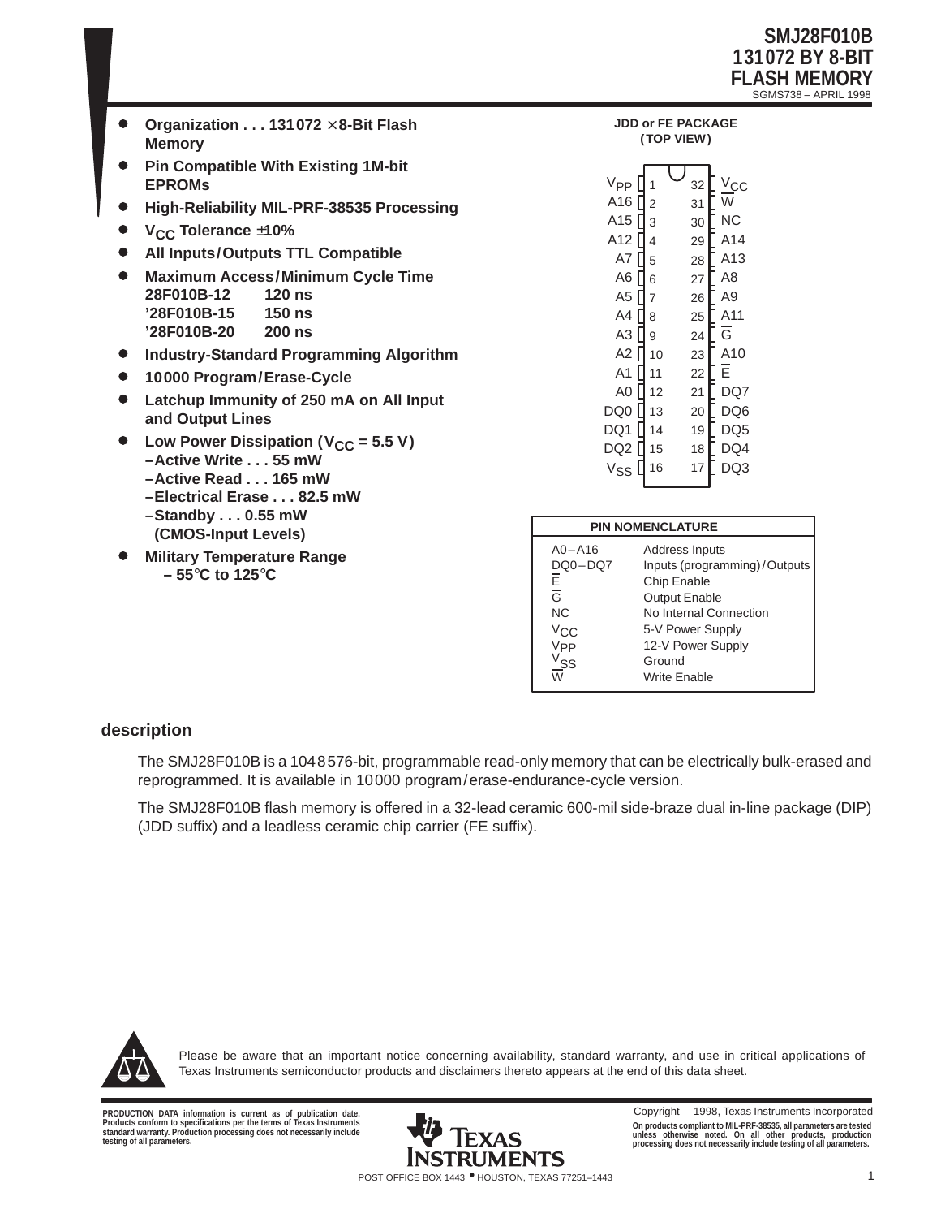# SMJ28F010B 131072 BY 8-BIT FLASH MEMORY

SGMS738 – APRIL 1998

- **Organization . . . 131072 × 8-Bit Flash Memory**
- **Pin Compatible With Existing 1M-bit EPROMs**
- **High-Reliability MIL-PRF-38535 Processing**
- **$V_{CC}$ Tolerance ±10%**
- **All Inputs/Outputs TTL Compatible**
- **Maximum Access/Minimum Cycle Time**
  - **28F010B-12 120 ns**
  - **'28F010B-15 150 ns**
  - **'28F010B-20 200 ns**
- **Industry-Standard Programming Algorithm**
- **10000 Program/Erase-Cycle**
- **Latchup Immunity of 250 mA on All Input and Output Lines**
- **Low Power Dissipation ($V_{CC}$ = 5.5 V)**
  - **–Active Write . . . 55 mW**
  - **–Active Read . . . 165 mW**
  - **–Electrical Erase . . . 82.5 mW**
  - **–Standby . . . 0.55 mW (CMOS-Input Levels)**
- **Military Temperature Range – 55°C to 125°C**

**JDD or FE PACKAGE (TOP VIEW)**

| Pin Name | Pin | Pin | Pin Name |
|---|---|---|---|
| $V_{PP}$ | 1 | 32 | $V_{CC}$ |
| A16 | 2 | 31 | W̄ |
| A15 | 3 | 30 | NC |
| A12 | 4 | 29 | A14 |
| A7 | 5 | 28 | A13 |
| A6 | 6 | 27 | A8 |
| A5 | 7 | 26 | A9 |
| A4 | 8 | 25 | A11 |
| A3 | 9 | 24 | Ḡ |
| A2 | 10 | 23 | A10 |
| A1 | 11 | 22 | Ē |
| A0 | 12 | 21 | DQ7 |
| DQ0 | 13 | 20 | DQ6 |
| DQ1 | 14 | 19 | DQ5 |
| DQ2 | 15 | 18 | DQ4 |
| $V_{SS}$ | 16 | 17 | DQ3 |

| PIN NOMENCLATURE | |
|---|---|
| A0–A16 | Address Inputs |
| DQ0–DQ7 | Inputs (programming)/Outputs |
| Ē | Chip Enable |
| Ḡ | Output Enable |
| NC | No Internal Connection |
| $V_{CC}$ | 5-V Power Supply |
| $V_{PP}$ | 12-V Power Supply |
| $V_{SS}$ | Ground |
| W̄ | Write Enable |

## description

The SMJ28F010B is a 1048576-bit, programmable read-only memory that can be electrically bulk-erased and reprogrammed. It is available in 10000 program/erase-endurance-cycle version.

The SMJ28F010B flash memory is offered in a 32-lead ceramic 600-mil side-braze dual in-line package (DIP) (JDD suffix) and a leadless ceramic chip carrier (FE suffix).

Please be aware that an important notice concerning availability, standard warranty, and use in critical applications of Texas Instruments semiconductor products and disclaimers thereto appears at the end of this data sheet.

PRODUCTION DATA information is current as of publication date. Products conform to specifications per the terms of Texas Instruments standard warranty. Production processing does not necessarily include testing of all parameters.

Copyright © 1998, Texas Instruments Incorporated

On products compliant to MIL-PRF-38535, all parameters are tested unless otherwise noted. On all other products, production processing does not necessarily include testing of all parameters.

POST OFFICE BOX 1443 • HOUSTON, TEXAS 77251–1443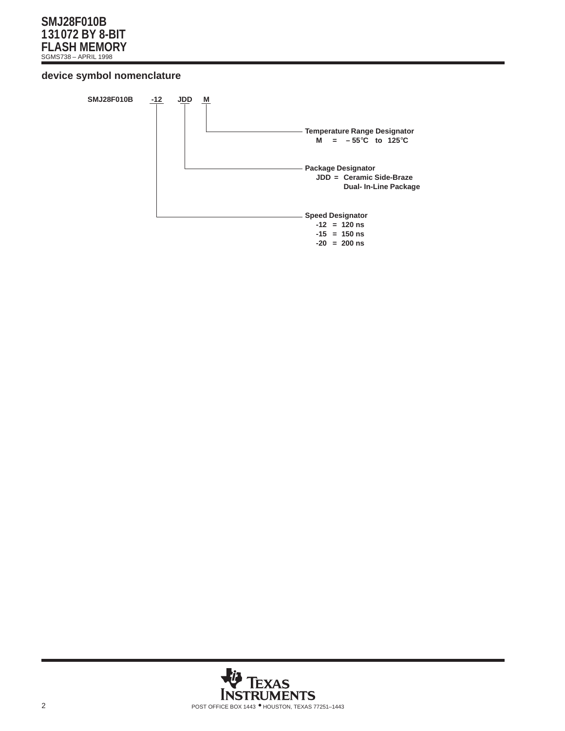## device symbol nomenclature

**SMJ28F010B -12 JDD M**

- **M** — **Temperature Range Designator**
  - M = – 55°C to 125°C
- **JDD** — **Package Designator**
  - JDD = Ceramic Side-Braze Dual- In-Line Package
- **-12** — **Speed Designator**
  - -12 = 120 ns
  - -15 = 150 ns
  - -20 = 200 ns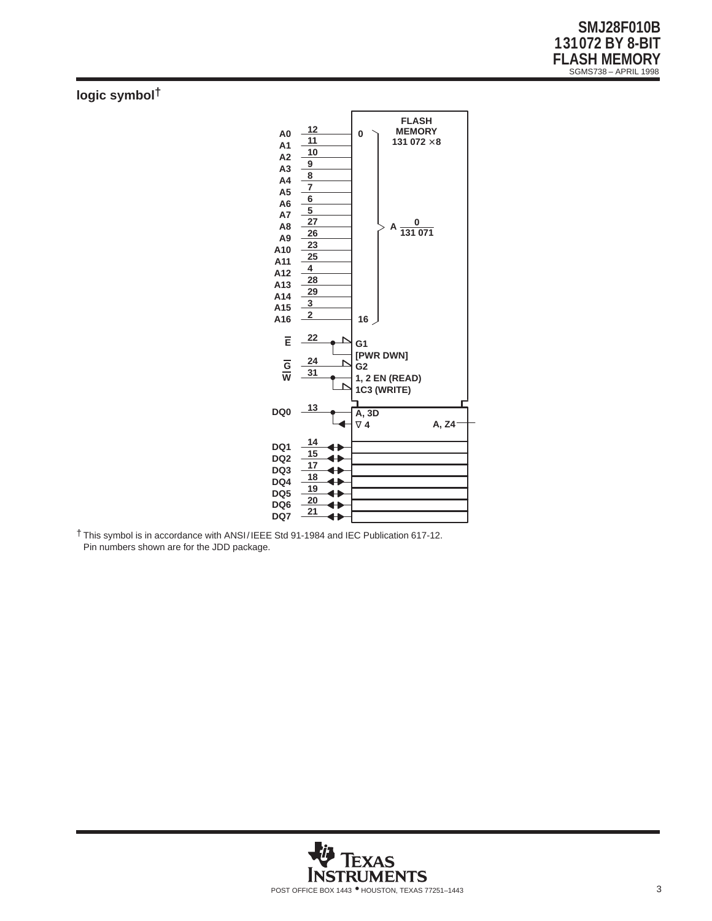## logic symbol†

| Signal | Pin |
| --- | --- |
| A0 | 12 |
| A1 | 11 |
| A2 | 10 |
| A3 | 9 |
| A4 | 8 |
| A5 | 7 |
| A6 | 6 |
| A7 | 5 |
| A8 | 27 |
| A9 | 26 |
| A10 | 23 |
| A11 | 25 |
| A12 | 4 |
| A13 | 28 |
| A14 | 29 |
| A15 | 3 |
| A16 | 2 |
| E | 22 |
| G | 24 |
| W | 31 |
| DQ0 | 13 |
| DQ1 | 14 |
| DQ2 | 15 |
| DQ3 | 17 |
| DQ4 | 18 |
| DQ5 | 19 |
| DQ6 | 20 |
| DQ7 | 21 |

FLASH MEMORY 131 072 × 8

A 0/131 071 (address inputs 0–16)

G1 [PWR DWN]

G2

1, 2 EN (READ)

1C3 (WRITE)

A, 3D

∇ 4

A, Z4

† This symbol is in accordance with ANSI/IEEE Std 91-1984 and IEC Publication 617-12.
Pin numbers shown are for the JDD package.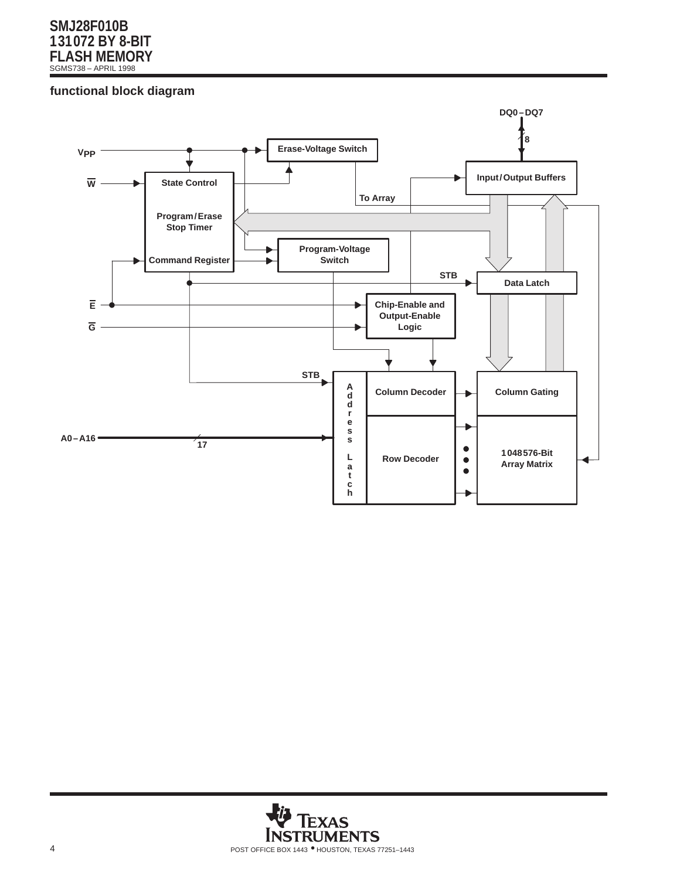### functional block diagram

DQ0 – DQ7

8

$V_{PP}$

Erase-Voltage Switch

Input / Output Buffers

W̅

State Control

To Array

Program / Erase Stop Timer

Program-Voltage Switch

Command Register

STB

Data Latch

E̅

Chip-Enable and Output-Enable Logic

G̅

STB

Address Latch

Column Decoder

Column Gating

A0 – A16

17

Row Decoder

1 048 576-Bit Array Matrix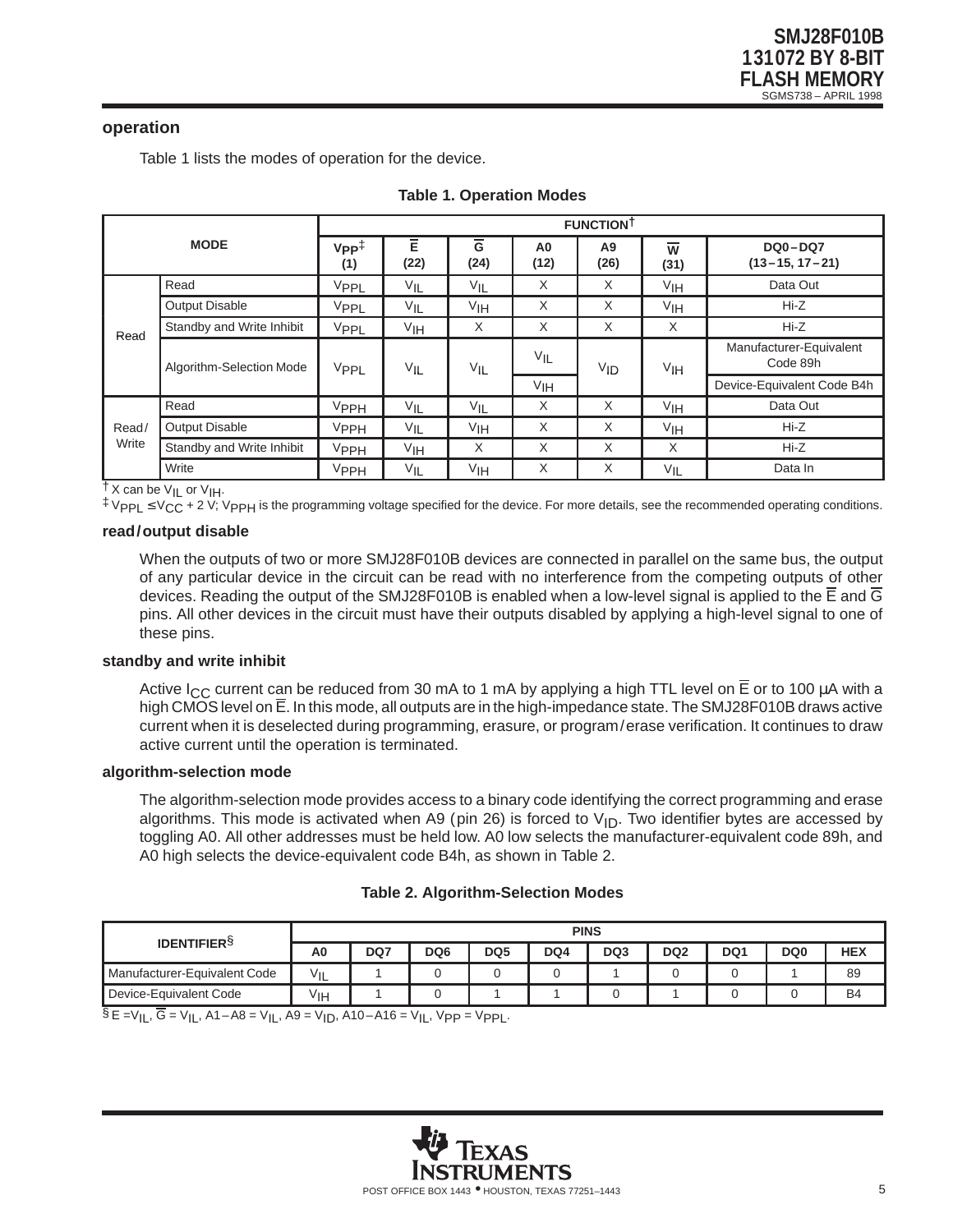## operation

Table 1 lists the modes of operation for the device.

**Table 1. Operation Modes**

| MODE | | FUNCTION† | | | | | | |
|---|---|---|---|---|---|---|---|---|
| | | $V_{PP}$‡ (1) | $\overline{E}$ (22) | $\overline{G}$ (24) | A0 (12) | A9 (26) | $\overline{W}$ (31) | DQ0–DQ7 (13–15, 17–21) |
| Read | Read | $V_{PPL}$ | $V_{IL}$ | $V_{IL}$ | X | X | $V_{IH}$ | Data Out |
| | Output Disable | $V_{PPL}$ | $V_{IL}$ | $V_{IH}$ | X | X | $V_{IH}$ | Hi-Z |
| | Standby and Write Inhibit | $V_{PPL}$ | $V_{IH}$ | X | X | X | X | Hi-Z |
| | Algorithm-Selection Mode | $V_{PPL}$ | $V_{IL}$ | $V_{IL}$ | $V_{IL}$ | $V_{ID}$ | $V_{IH}$ | Manufacturer-Equivalent Code 89h |
| | | | | | $V_{IH}$ | | | Device-Equivalent Code B4h |
| Read/Write | Read | $V_{PPH}$ | $V_{IL}$ | $V_{IL}$ | X | X | $V_{IH}$ | Data Out |
| | Output Disable | $V_{PPH}$ | $V_{IL}$ | $V_{IH}$ | X | X | $V_{IH}$ | Hi-Z |
| | Standby and Write Inhibit | $V_{PPH}$ | $V_{IH}$ | X | X | X | X | Hi-Z |
| | Write | $V_{PPH}$ | $V_{IL}$ | $V_{IH}$ | X | X | $V_{IL}$ | Data In |

† X can be $V_{IL}$ or $V_{IH}$.
‡ $V_{PPL} \leq V_{CC} + 2$ V; $V_{PPH}$ is the programming voltage specified for the device. For more details, see the recommended operating conditions.

### read/output disable

When the outputs of two or more SMJ28F010B devices are connected in parallel on the same bus, the output of any particular device in the circuit can be read with no interference from the competing outputs of other devices. Reading the output of the SMJ28F010B is enabled when a low-level signal is applied to the $\overline{E}$ and $\overline{G}$ pins. All other devices in the circuit must have their outputs disabled by applying a high-level signal to one of these pins.

### standby and write inhibit

Active $I_{CC}$ current can be reduced from 30 mA to 1 mA by applying a high TTL level on $\overline{E}$ or to 100 µA with a high CMOS level on $\overline{E}$. In this mode, all outputs are in the high-impedance state. The SMJ28F010B draws active current when it is deselected during programming, erasure, or program/erase verification. It continues to draw active current until the operation is terminated.

### algorithm-selection mode

The algorithm-selection mode provides access to a binary code identifying the correct programming and erase algorithms. This mode is activated when A9 (pin 26) is forced to $V_{ID}$. Two identifier bytes are accessed by toggling A0. All other addresses must be held low. A0 low selects the manufacturer-equivalent code 89h, and A0 high selects the device-equivalent code B4h, as shown in Table 2.

**Table 2. Algorithm-Selection Modes**

| IDENTIFIER§ | PINS | | | | | | | | | |
|---|---|---|---|---|---|---|---|---|---|---|
| | A0 | DQ7 | DQ6 | DQ5 | DQ4 | DQ3 | DQ2 | DQ1 | DQ0 | HEX |
| Manufacturer-Equivalent Code | $V_{IL}$ | 1 | 0 | 0 | 0 | 1 | 0 | 0 | 1 | 89 |
| Device-Equivalent Code | $V_{IH}$ | 1 | 0 | 1 | 1 | 0 | 1 | 0 | 0 | B4 |

§ $\overline{E} = V_{IL}$, $\overline{G} = V_{IL}$, A1–A8 = $V_{IL}$, A9 = $V_{ID}$, A10–A16 = $V_{IL}$, $V_{PP} = V_{PPL}$.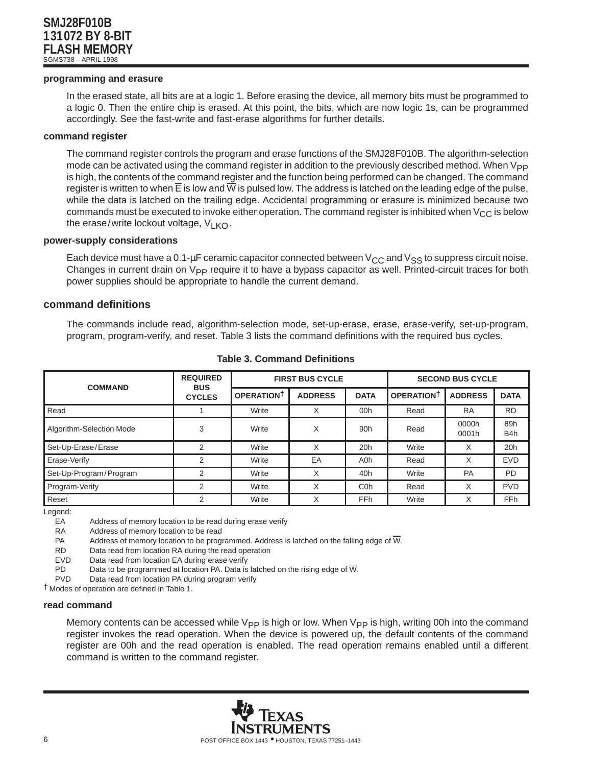### programming and erasure

In the erased state, all bits are at a logic 1. Before erasing the device, all memory bits must be programmed to a logic 0. Then the entire chip is erased. At this point, the bits, which are now logic 1s, can be programmed accordingly. See the fast-write and fast-erase algorithms for further details.

### command register

The command register controls the program and erase functions of the SMJ28F010B. The algorithm-selection mode can be activated using the command register in addition to the previously described method. When $V_{PP}$ is high, the contents of the command register and the function being performed can be changed. The command register is written to when $\overline{E}$ is low and $\overline{W}$ is pulsed low. The address is latched on the leading edge of the pulse, while the data is latched on the trailing edge. Accidental programming or erasure is minimized because two commands must be executed to invoke either operation. The command register is inhibited when $V_{CC}$ is below the erase/write lockout voltage, $V_{LKO}$.

### power-supply considerations

Each device must have a 0.1-µF ceramic capacitor connected between $V_{CC}$ and $V_{SS}$ to suppress circuit noise. Changes in current drain on $V_{PP}$ require it to have a bypass capacitor as well. Printed-circuit traces for both power supplies should be appropriate to handle the current demand.

## command definitions

The commands include read, algorithm-selection mode, set-up-erase, erase, erase-verify, set-up-program, program, program-verify, and reset. Table 3 lists the command definitions with the required bus cycles.

**Table 3. Command Definitions**

| COMMAND | REQUIRED BUS CYCLES | FIRST BUS CYCLE | | | SECOND BUS CYCLE | | |
|---|---|---|---|---|---|---|---|
| | | OPERATION† | ADDRESS | DATA | OPERATION† | ADDRESS | DATA |
| Read | 1 | Write | X | 00h | Read | RA | RD |
| Algorithm-Selection Mode | 3 | Write | X | 90h | Read | 0000h 0001h | 89h B4h |
| Set-Up-Erase/Erase | 2 | Write | X | 20h | Write | X | 20h |
| Erase-Verify | 2 | Write | EA | A0h | Read | X | EVD |
| Set-Up-Program/Program | 2 | Write | X | 40h | Write | PA | PD |
| Program-Verify | 2 | Write | X | C0h | Read | X | PVD |
| Reset | 2 | Write | X | FFh | Write | X | FFh |

Legend:
- EA Address of memory location to be read during erase verify
- RA Address of memory location to be read
- PA Address of memory location to be programmed. Address is latched on the falling edge of $\overline{W}$.
- RD Data read from location RA during the read operation
- EVD Data read from location EA during erase verify
- PD Data to be programmed at location PA. Data is latched on the rising edge of $\overline{W}$.
- PVD Data read from location PA during program verify

† Modes of operation are defined in Table 1.

### read command

Memory contents can be accessed while $V_{PP}$ is high or low. When $V_{PP}$ is high, writing 00h into the command register invokes the read operation. When the device is powered up, the default contents of the command register are 00h and the read operation is enabled. The read operation remains enabled until a different command is written to the command register.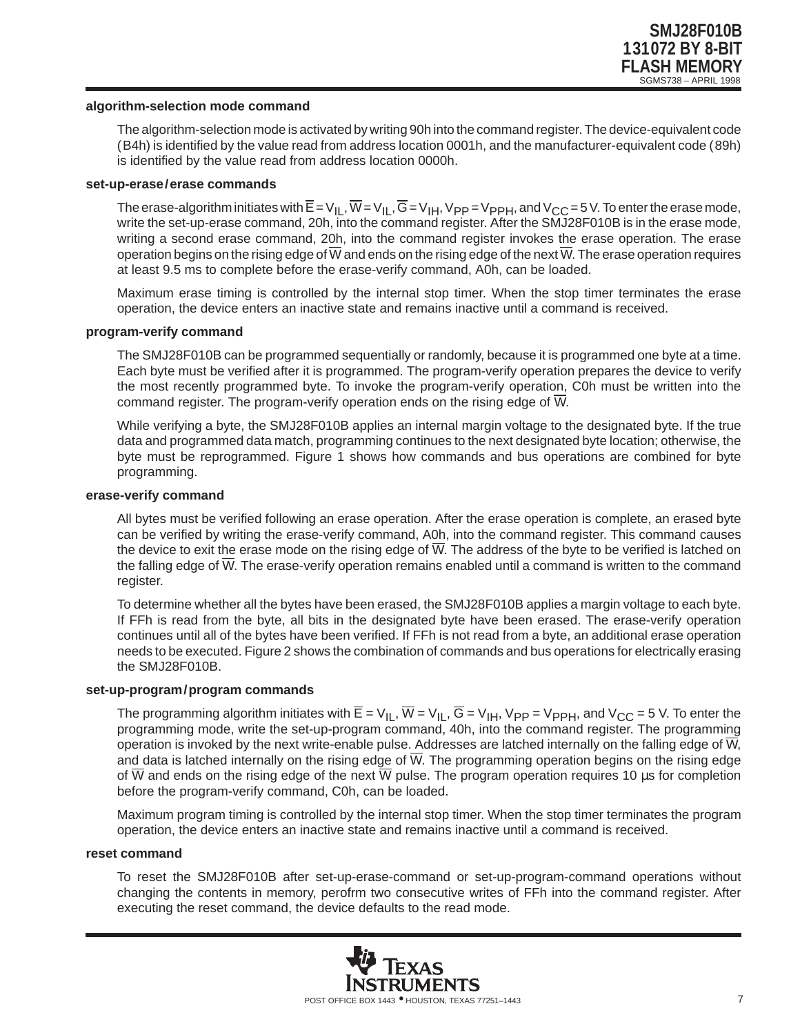## algorithm-selection mode command

The algorithm-selection mode is activated by writing 90h into the command register. The device-equivalent code (B4h) is identified by the value read from address location 0001h, and the manufacturer-equivalent code (89h) is identified by the value read from address location 0000h.

## set-up-erase/erase commands

The erase-algorithm initiates with $\overline{E} = V_{IL}$, $\overline{W} = V_{IL}$, $\overline{G} = V_{IH}$, $V_{PP} = V_{PPH}$, and $V_{CC} = 5$ V. To enter the erase mode, write the set-up-erase command, 20h, into the command register. After the SMJ28F010B is in the erase mode, writing a second erase command, 20h, into the command register invokes the erase operation. The erase operation begins on the rising edge of $\overline{W}$ and ends on the rising edge of the next $\overline{W}$. The erase operation requires at least 9.5 ms to complete before the erase-verify command, A0h, can be loaded.

Maximum erase timing is controlled by the internal stop timer. When the stop timer terminates the erase operation, the device enters an inactive state and remains inactive until a command is received.

## program-verify command

The SMJ28F010B can be programmed sequentially or randomly, because it is programmed one byte at a time. Each byte must be verified after it is programmed. The program-verify operation prepares the device to verify the most recently programmed byte. To invoke the program-verify operation, C0h must be written into the command register. The program-verify operation ends on the rising edge of $\overline{W}$.

While verifying a byte, the SMJ28F010B applies an internal margin voltage to the designated byte. If the true data and programmed data match, programming continues to the next designated byte location; otherwise, the byte must be reprogrammed. Figure 1 shows how commands and bus operations are combined for byte programming.

## erase-verify command

All bytes must be verified following an erase operation. After the erase operation is complete, an erased byte can be verified by writing the erase-verify command, A0h, into the command register. This command causes the device to exit the erase mode on the rising edge of $\overline{W}$. The address of the byte to be verified is latched on the falling edge of $\overline{W}$. The erase-verify operation remains enabled until a command is written to the command register.

To determine whether all the bytes have been erased, the SMJ28F010B applies a margin voltage to each byte. If FFh is read from the byte, all bits in the designated byte have been erased. The erase-verify operation continues until all of the bytes have been verified. If FFh is not read from a byte, an additional erase operation needs to be executed. Figure 2 shows the combination of commands and bus operations for electrically erasing the SMJ28F010B.

## set-up-program/program commands

The programming algorithm initiates with $\overline{E} = V_{IL}$, $\overline{W} = V_{IL}$, $\overline{G} = V_{IH}$, $V_{PP} = V_{PPH}$, and $V_{CC} = 5$ V. To enter the programming mode, write the set-up-program command, 40h, into the command register. The programming operation is invoked by the next write-enable pulse. Addresses are latched internally on the falling edge of $\overline{W}$, and data is latched internally on the rising edge of $\overline{W}$. The programming operation begins on the rising edge of $\overline{W}$ and ends on the rising edge of the next $\overline{W}$ pulse. The program operation requires 10 µs for completion before the program-verify command, C0h, can be loaded.

Maximum program timing is controlled by the internal stop timer. When the stop timer terminates the program operation, the device enters an inactive state and remains inactive until a command is received.

## reset command

To reset the SMJ28F010B after set-up-erase-command or set-up-program-command operations without changing the contents in memory, perofrm two consecutive writes of FFh into the command register. After executing the reset command, the device defaults to the read mode.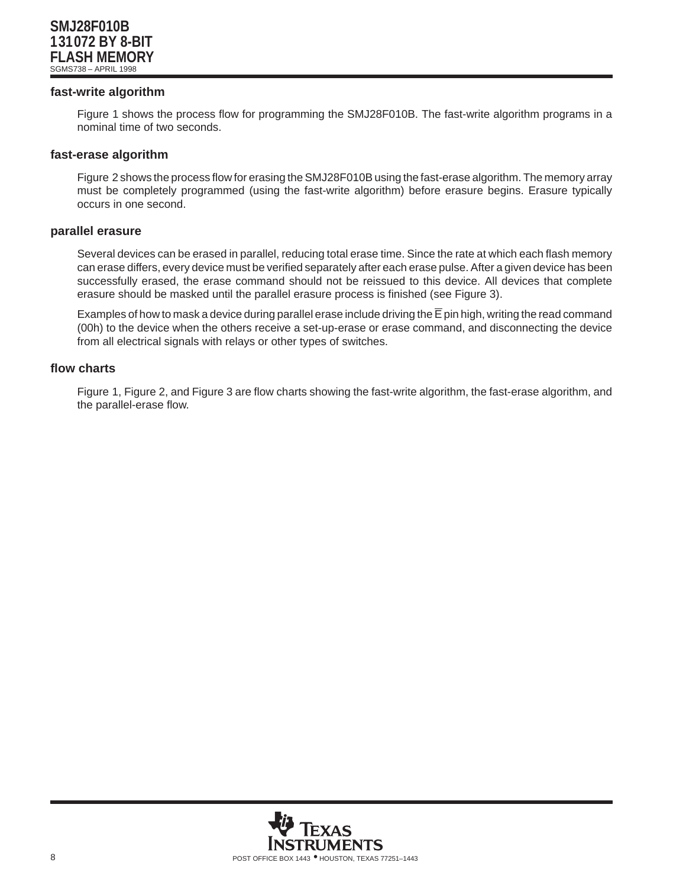### fast-write algorithm

Figure 1 shows the process flow for programming the SMJ28F010B. The fast-write algorithm programs in a nominal time of two seconds.

### fast-erase algorithm

Figure 2 shows the process flow for erasing the SMJ28F010B using the fast-erase algorithm. The memory array must be completely programmed (using the fast-write algorithm) before erasure begins. Erasure typically occurs in one second.

### parallel erasure

Several devices can be erased in parallel, reducing total erase time. Since the rate at which each flash memory can erase differs, every device must be verified separately after each erase pulse. After a given device has been successfully erased, the erase command should not be reissued to this device. All devices that complete erasure should be masked until the parallel erasure process is finished (see Figure 3).

Examples of how to mask a device during parallel erase include driving the $\overline{E}$ pin high, writing the read command (00h) to the device when the others receive a set-up-erase or erase command, and disconnecting the device from all electrical signals with relays or other types of switches.

### flow charts

Figure 1, Figure 2, and Figure 3 are flow charts showing the fast-write algorithm, the fast-erase algorithm, and the parallel-erase flow.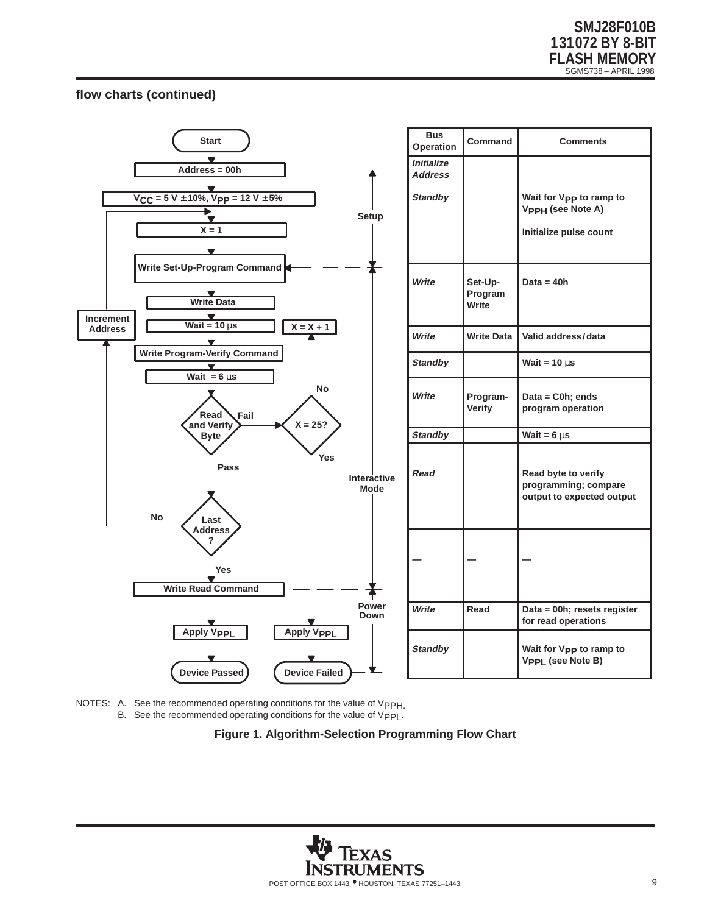## flow charts (continued)

**Flow chart steps:**

- Start
- Address = 00h
- $V_{CC}$ = 5 V ±10%, $V_{PP}$ = 12 V ±5%
- X = 1
- Write Set-Up-Program Command
- Write Data
- Wait = 10 μs
- Write Program-Verify Command
- Wait = 6 μs
- Read and Verify Byte
  - Fail → X = 25?
    - No → X = X + 1 → Write Set-Up-Program Command
    - Yes → Apply $V_{PPL}$ → Device Failed
  - Pass → Last Address?
    - No → Increment Address → X = 1
    - Yes → Write Read Command → Apply $V_{PPL}$ → Device Passed

Phases: Setup; Interactive Mode; Power Down

| Bus Operation | Command | Comments |
|---|---|---|
| *Initialize Address* | | |
| *Standby* | | Wait for $V_{PP}$ to ramp to $V_{PPH}$ (see Note A) Initialize pulse count |
| *Write* | Set-Up-Program Write | Data = 40h |
| *Write* | Write Data | Valid address / data |
| *Standby* | | Wait = 10 μs |
| *Write* | Program-Verify | Data = C0h; ends program operation |
| *Standby* | | Wait = 6 μs |
| *Read* | | Read byte to verify programming; compare output to expected output |
| — | — | — |
| *Write* | Read | Data = 00h; resets register for read operations |
| *Standby* | | Wait for $V_{PP}$ to ramp to $V_{PPL}$ (see Note B) |

NOTES: A. See the recommended operating conditions for the value of $V_{PPH}$.
B. See the recommended operating conditions for the value of $V_{PPL}$.

**Figure 1. Algorithm-Selection Programming Flow Chart**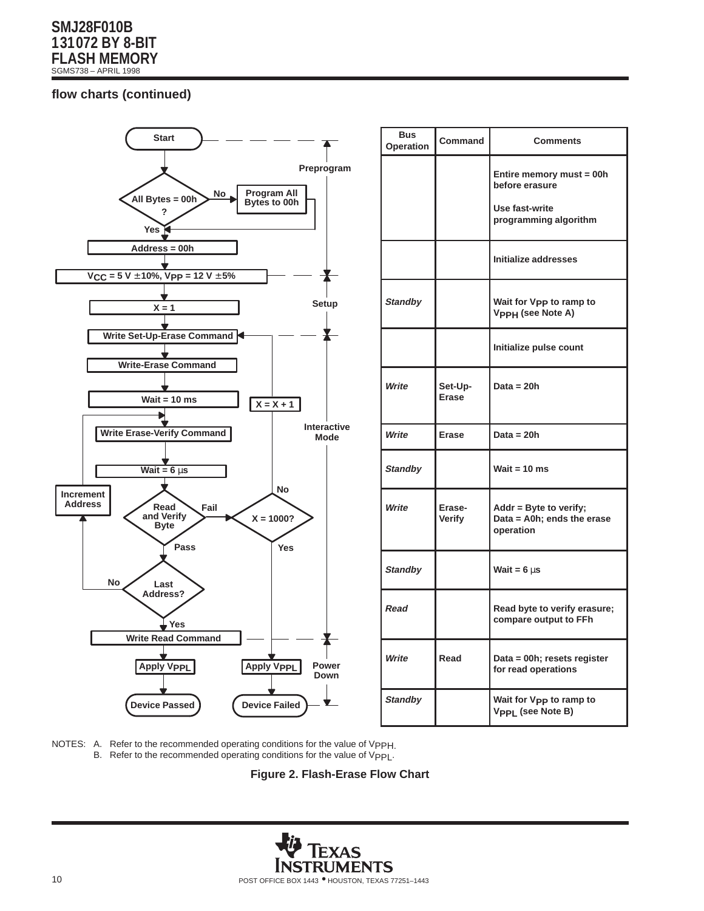## flow charts (continued)

Flowchart (text content):

- Start
- **Preprogram**
  - All Bytes = 00h ? — No → Program All Bytes to 00h → (back to check); Yes ↓
  - Address = 00h
  - $V_{CC}$ = 5 V ±10%, $V_{PP}$ = 12 V ±5%
- **Setup**
  - X = 1
- **Interactive Mode**
  - Write Set-Up-Erase Command
  - Write-Erase Command
  - Wait = 10 ms
  - Write Erase-Verify Command
  - Wait = 6 µs
  - Read and Verify Byte — Fail → X = 1000? — No → X = X + 1 → Write Set-Up-Erase Command; Yes → Apply $V_{PPL}$ → Device Failed
  - Pass → Last Address? — No → Increment Address → Write Erase-Verify Command; Yes ↓
  - Write Read Command
- **Power Down**
  - Apply $V_{PPL}$
  - Device Passed

| Bus Operation | Command | Comments |
|---|---|---|
| | | Entire memory must = 00h before erasure<br>Use fast-write programming algorithm |
| | | Initialize addresses |
| *Standby* | | Wait for $V_{PP}$ to ramp to $V_{PPH}$ (see Note A) |
| | | Initialize pulse count |
| *Write* | Set-Up-Erase | Data = 20h |
| *Write* | Erase | Data = 20h |
| *Standby* | | Wait = 10 ms |
| *Write* | Erase-Verify | Addr = Byte to verify; Data = A0h; ends the erase operation |
| *Standby* | | Wait = 6 µs |
| *Read* | | Read byte to verify erasure; compare output to FFh |
| *Write* | Read | Data = 00h; resets register for read operations |
| *Standby* | | Wait for $V_{PP}$ to ramp to $V_{PPL}$ (see Note B) |

NOTES: A. Refer to the recommended operating conditions for the value of $V_{PPH}$.
B. Refer to the recommended operating conditions for the value of $V_{PPL}$.

**Figure 2. Flash-Erase Flow Chart**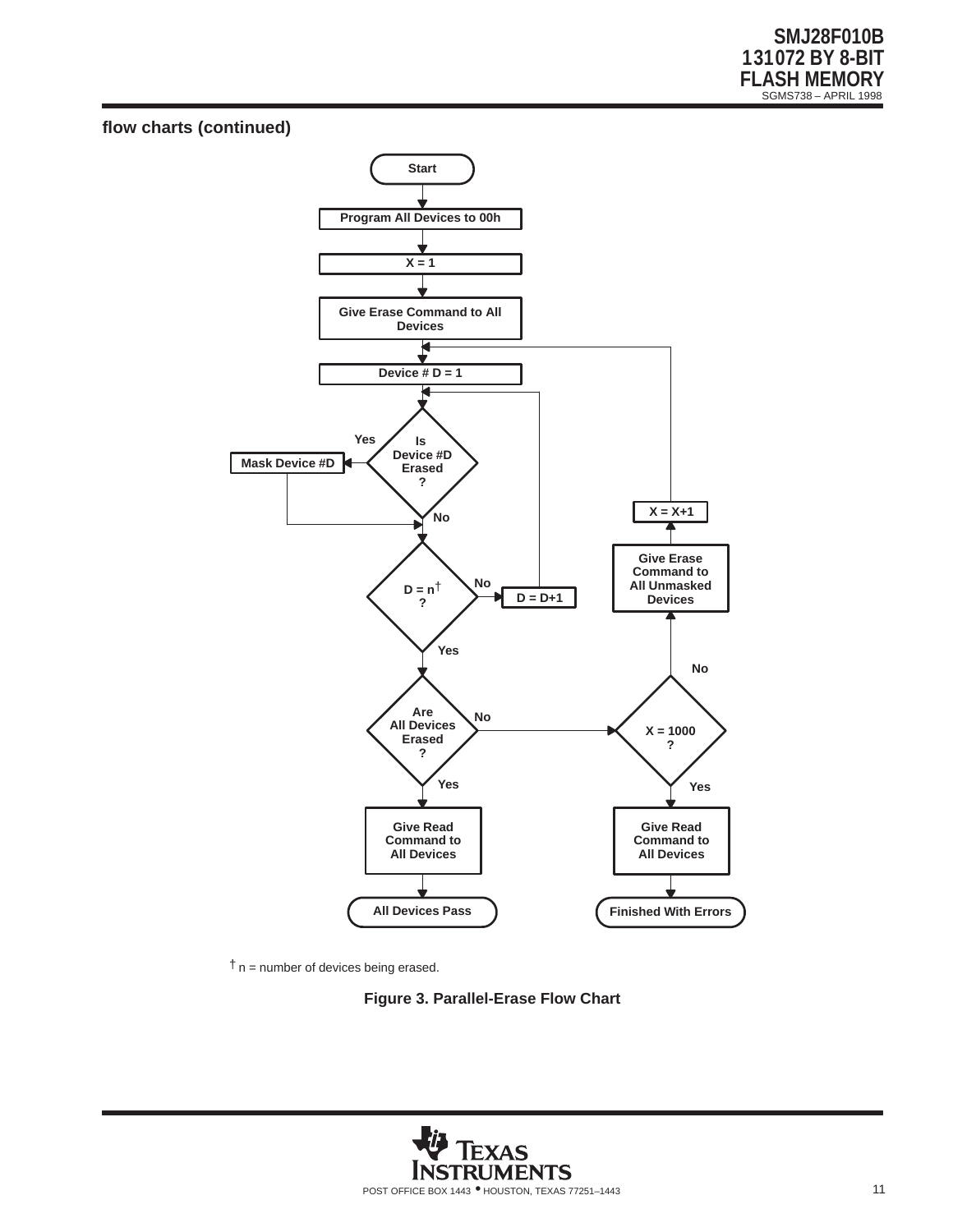### flow charts (continued)

Start

Program All Devices to 00h

X = 1

Give Erase Command to All Devices

Device # D = 1

Is Device #D Erased ?

Yes

Mask Device #D

No

D = n† ?

No

D = D+1

Yes

Are All Devices Erased ?

Yes

Give Read Command to All Devices

All Devices Pass

No

X = 1000 ?

No

Give Erase Command to All Unmasked Devices

X = X+1

Yes

Give Read Command to All Devices

Finished With Errors

† n = number of devices being erased.

**Figure 3. Parallel-Erase Flow Chart**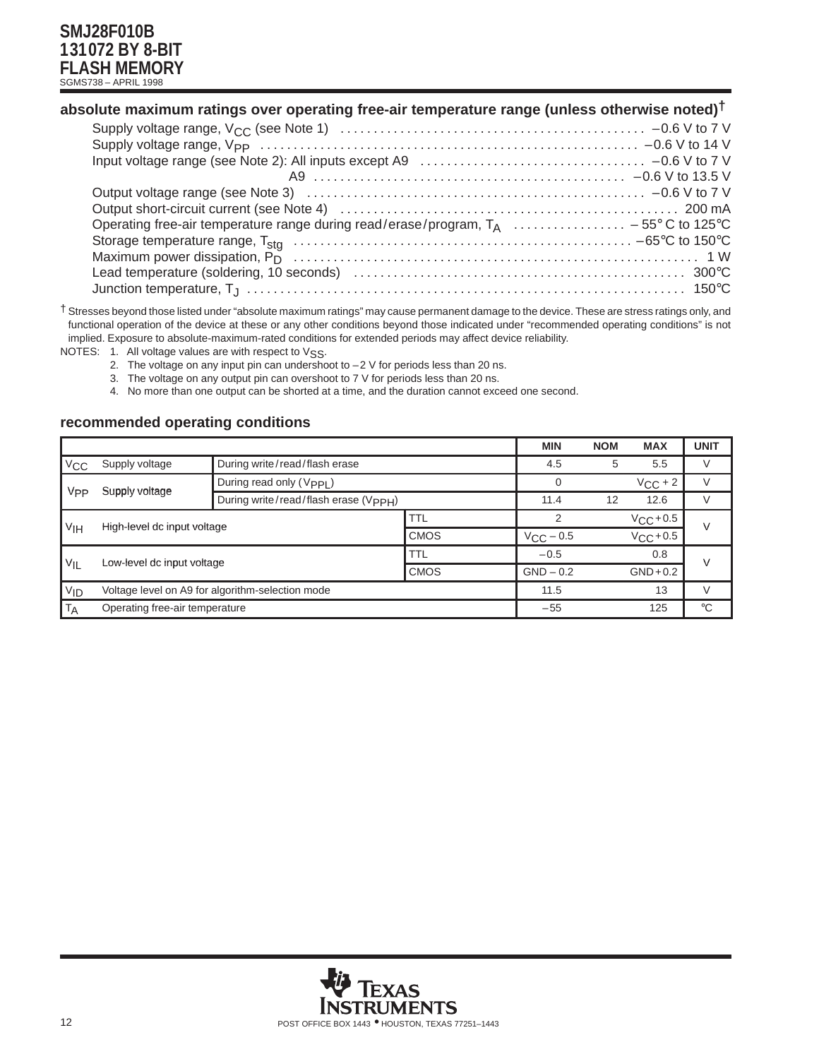## absolute maximum ratings over operating free-air temperature range (unless otherwise noted)†

Supply voltage range, $V_{CC}$ (see Note 1) ............................................ –0.6 V to 7 V
Supply voltage range, $V_{PP}$ ............................................ –0.6 V to 14 V
Input voltage range (see Note 2): All inputs except A9 ............................................ –0.6 V to 7 V
A9 ............................................ –0.6 V to 13.5 V
Output voltage range (see Note 3) ............................................ –0.6 V to 7 V
Output short-circuit current (see Note 4) ............................................ 200 mA
Operating free-air temperature range during read/erase/program, $T_A$ ............................................ – 55° C to 125°C
Storage temperature range, $T_{stg}$ ............................................ –65°C to 150°C
Maximum power dissipation, $P_D$ ............................................ 1 W
Lead temperature (soldering, 10 seconds) ............................................ 300°C
Junction temperature, $T_J$ ............................................ 150°C

† Stresses beyond those listed under "absolute maximum ratings" may cause permanent damage to the device. These are stress ratings only, and functional operation of the device at these or any other conditions beyond those indicated under "recommended operating conditions" is not implied. Exposure to absolute-maximum-rated conditions for extended periods may affect device reliability.

NOTES: 1. All voltage values are with respect to $V_{SS}$.
2. The voltage on any input pin can undershoot to –2 V for periods less than 20 ns.
3. The voltage on any output pin can overshoot to 7 V for periods less than 20 ns.
4. No more than one output can be shorted at a time, and the duration cannot exceed one second.

## recommended operating conditions

| | | | | MIN | NOM | MAX | UNIT |
|---|---|---|---|---|---|---|---|
| $V_{CC}$ | Supply voltage | During write/read/flash erase | | 4.5 | 5 | 5.5 | V |
| $V_{PP}$ | Supply voltage | During read only ($V_{PPL}$) | | 0 | | $V_{CC}$ + 2 | V |
| | | During write/read/flash erase ($V_{PPH}$) | | 11.4 | 12 | 12.6 | V |
| $V_{IH}$ | High-level dc input voltage | | TTL | 2 | | $V_{CC}$ + 0.5 | V |
| | | | CMOS | $V_{CC}$ – 0.5 | | $V_{CC}$ + 0.5 | |
| $V_{IL}$ | Low-level dc input voltage | | TTL | – 0.5 | | 0.8 | V |
| | | | CMOS | GND – 0.2 | | GND + 0.2 | |
| $V_{ID}$ | Voltage level on A9 for algorithm-selection mode | | | 11.5 | | 13 | V |
| $T_A$ | Operating free-air temperature | | | – 55 | | 125 | °C |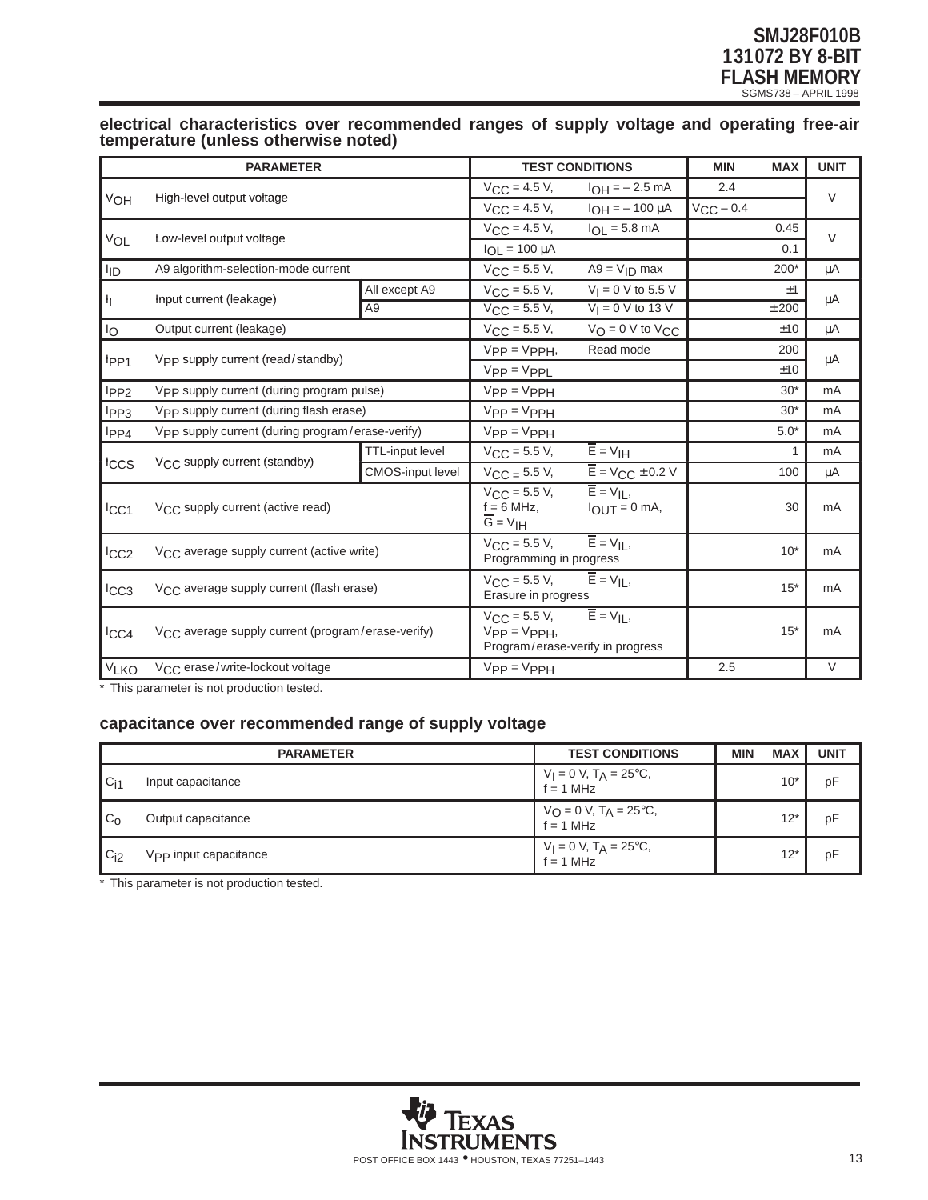### electrical characteristics over recommended ranges of supply voltage and operating free-air temperature (unless otherwise noted)

| PARAMETER | | | TEST CONDITIONS | | MIN | MAX | UNIT |
|---|---|---|---|---|---|---|---|
| $V_{OH}$ | High-level output voltage | | $V_{CC}$ = 4.5 V, | $I_{OH}$ = – 2.5 mA | 2.4 | | V |
| | | | $V_{CC}$ = 4.5 V, | $I_{OH}$ = – 100 µA | $V_{CC}$ – 0.4 | | |
| $V_{OL}$ | Low-level output voltage | | $V_{CC}$ = 4.5 V, | $I_{OL}$ = 5.8 mA | | 0.45 | V |
| | | | $I_{OL}$ = 100 µA | | | 0.1 | |
| $I_{ID}$ | A9 algorithm-selection-mode current | | $V_{CC}$ = 5.5 V, | A9 = $V_{ID}$ max | | 200* | µA |
| $I_I$ | Input current (leakage) | All except A9 | $V_{CC}$ = 5.5 V, | $V_I$ = 0 V to 5.5 V | | ±1 | µA |
| | | A9 | $V_{CC}$ = 5.5 V, | $V_I$ = 0 V to 13 V | | ± 200 | |
| $I_O$ | Output current (leakage) | | $V_{CC}$ = 5.5 V, | $V_O$ = 0 V to $V_{CC}$ | | ±10 | µA |
| $I_{PP1}$ | $V_{PP}$ supply current (read/standby) | | $V_{PP}$ = $V_{PPH}$, | Read mode | | 200 | µA |
| | | | $V_{PP}$ = $V_{PPL}$ | | | ±10 | |
| $I_{PP2}$ | $V_{PP}$ supply current (during program pulse) | | $V_{PP}$ = $V_{PPH}$ | | | 30* | mA |
| $I_{PP3}$ | $V_{PP}$ supply current (during flash erase) | | $V_{PP}$ = $V_{PPH}$ | | | 30* | mA |
| $I_{PP4}$ | $V_{PP}$ supply current (during program/erase-verify) | | $V_{PP}$ = $V_{PPH}$ | | | 5.0* | mA |
| $I_{CCS}$ | $V_{CC}$ supply current (standby) | TTL-input level | $V_{CC}$ = 5.5 V, | $\overline{E}$ = $V_{IH}$ | | 1 | mA |
| | | CMOS-input level | $V_{CC}$ = 5.5 V, | $\overline{E}$ = $V_{CC}$ ± 0.2 V | | 100 | µA |
| $I_{CC1}$ | $V_{CC}$ supply current (active read) | | $V_{CC}$ = 5.5 V, f = 6 MHz, $\overline{G}$ = $V_{IH}$ | $\overline{E}$ = $V_{IL}$, $I_{OUT}$ = 0 mA, | | 30 | mA |
| $I_{CC2}$ | $V_{CC}$ average supply current (active write) | | $V_{CC}$ = 5.5 V, Programming in progress | $\overline{E}$ = $V_{IL}$, | | 10* | mA |
| $I_{CC3}$ | $V_{CC}$ average supply current (flash erase) | | $V_{CC}$ = 5.5 V, Erasure in progress | $\overline{E}$ = $V_{IL}$, | | 15* | mA |
| $I_{CC4}$ | $V_{CC}$ average supply current (program/erase-verify) | | $V_{CC}$ = 5.5 V, $V_{PP}$ = $V_{PPH}$, Program/erase-verify in progress | $\overline{E}$ = $V_{IL}$, | | 15* | mA |
| $V_{LKO}$ | $V_{CC}$ erase/write-lockout voltage | | $V_{PP}$ = $V_{PPH}$ | | 2.5 | | V |

\* This parameter is not production tested.

### capacitance over recommended range of supply voltage

| PARAMETER | | TEST CONDITIONS | MIN | MAX | UNIT |
|---|---|---|---|---|---|
| $C_{i1}$ | Input capacitance | $V_I$ = 0 V, $T_A$ = 25°C, f = 1 MHz | | 10* | pF |
| $C_o$ | Output capacitance | $V_O$ = 0 V, $T_A$ = 25°C, f = 1 MHz | | 12* | pF |
| $C_{i2}$ | $V_{PP}$ input capacitance | $V_I$ = 0 V, $T_A$ = 25°C, f = 1 MHz | | 12* | pF |

\* This parameter is not production tested.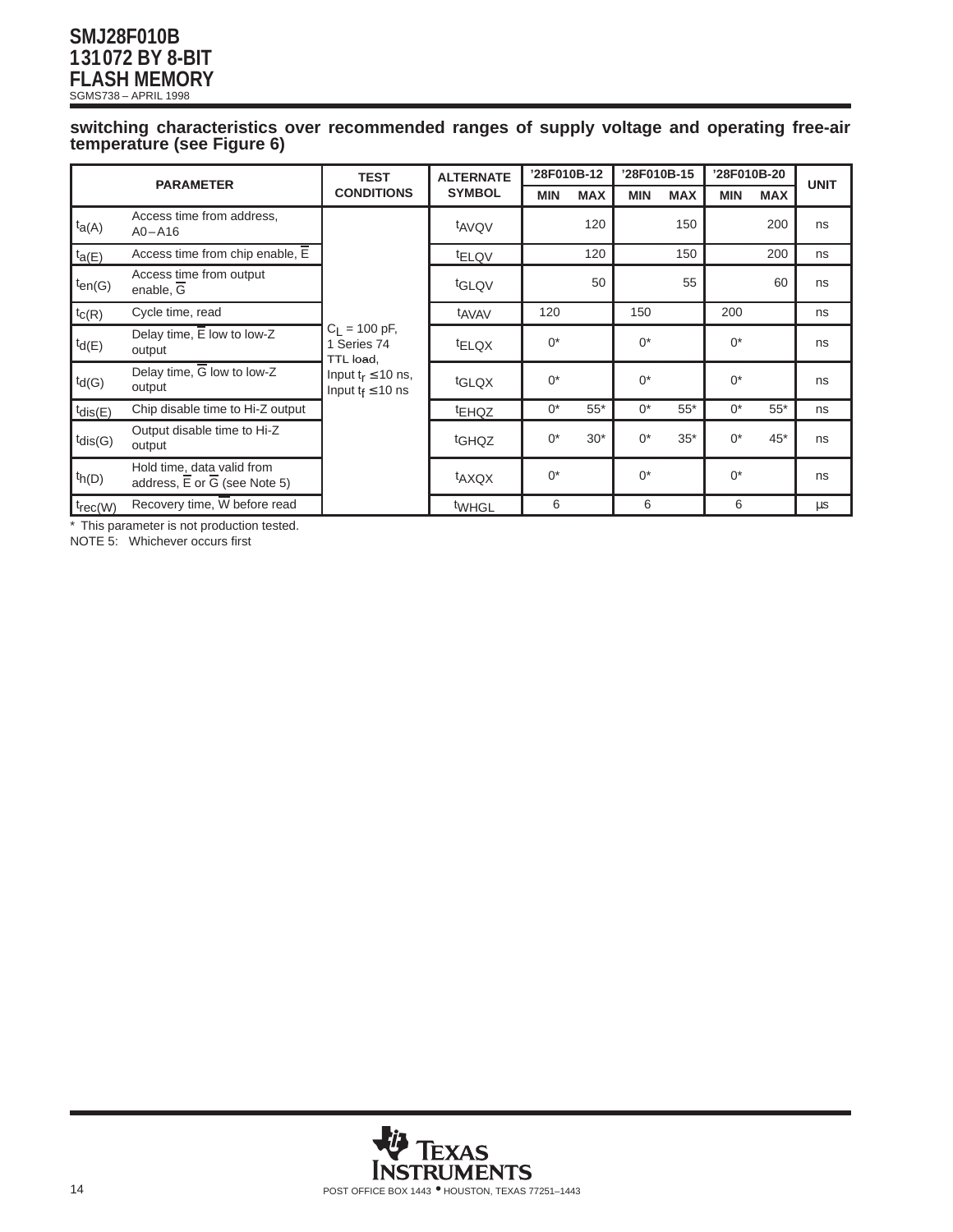switching characteristics over recommended ranges of supply voltage and operating free-air temperature (see Figure 6)

| PARAMETER | | TEST CONDITIONS | ALTERNATE SYMBOL | '28F010B-12 | | '28F010B-15 | | '28F010B-20 | | UNIT |
|---|---|---|---|---|---|---|---|---|---|---|
| | | | | MIN | MAX | MIN | MAX | MIN | MAX | |
| $t_{a(A)}$ | Access time from address, A0–A16 | $C_L$ = 100 pF, 1 Series 74 TTL load, Input $t_r \leq$ 10 ns, Input $t_f \leq$ 10 ns | $t_{AVQV}$ | | 120 | | 150 | | 200 | ns |
| $t_{a(E)}$ | Access time from chip enable, $\overline{E}$ | | $t_{ELQV}$ | | 120 | | 150 | | 200 | ns |
| $t_{en(G)}$ | Access time from output enable, $\overline{G}$ | | $t_{GLQV}$ | | 50 | | 55 | | 60 | ns |
| $t_{c(R)}$ | Cycle time, read | | $t_{AVAV}$ | 120 | | 150 | | 200 | | ns |
| $t_{d(E)}$ | Delay time, $\overline{E}$ low to low-Z output | | $t_{ELQX}$ | 0* | | 0* | | 0* | | ns |
| $t_{d(G)}$ | Delay time, $\overline{G}$ low to low-Z output | | $t_{GLQX}$ | 0* | | 0* | | 0* | | ns |
| $t_{dis(E)}$ | Chip disable time to Hi-Z output | | $t_{EHQZ}$ | 0* | 55* | 0* | 55* | 0* | 55* | ns |
| $t_{dis(G)}$ | Output disable time to Hi-Z output | | $t_{GHQZ}$ | 0* | 30* | 0* | 35* | 0* | 45* | ns |
| $t_{h(D)}$ | Hold time, data valid from address, $\overline{E}$ or $\overline{G}$ (see Note 5) | | $t_{AXQX}$ | 0* | | 0* | | 0* | | ns |
| $t_{rec(W)}$ | Recovery time, $\overline{W}$ before read | | $t_{WHGL}$ | 6 | | 6 | | 6 | | µs |

* This parameter is not production tested.

NOTE 5: Whichever occurs first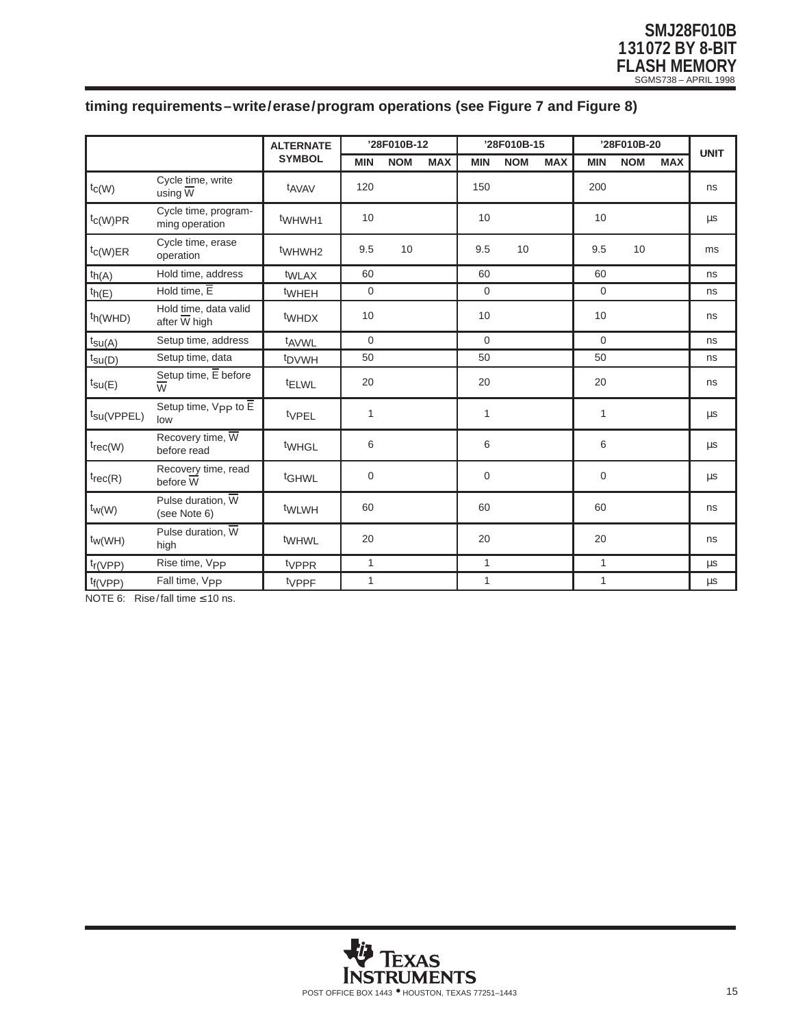## timing requirements – write / erase / program operations (see Figure 7 and Figure 8)

| | | ALTERNATE SYMBOL | '28F010B-12 | | | '28F010B-15 | | | '28F010B-20 | | | UNIT |
|---|---|---|---|---|---|---|---|---|---|---|---|---|
| | | | MIN | NOM | MAX | MIN | NOM | MAX | MIN | NOM | MAX | |
| $t_{c(W)}$ | Cycle time, write using $\overline{W}$ | $t_{AVAV}$ | 120 | | | 150 | | | 200 | | | ns |
| $t_{c(W)PR}$ | Cycle time, programming operation | $t_{WHWH1}$ | 10 | | | 10 | | | 10 | | | µs |
| $t_{c(W)ER}$ | Cycle time, erase operation | $t_{WHWH2}$ | 9.5 | 10 | | 9.5 | 10 | | 9.5 | 10 | | ms |
| $t_{h(A)}$ | Hold time, address | $t_{WLAX}$ | 60 | | | 60 | | | 60 | | | ns |
| $t_{h(E)}$ | Hold time, $\overline{E}$ | $t_{WHEH}$ | 0 | | | 0 | | | 0 | | | ns |
| $t_{h(WHD)}$ | Hold time, data valid after $\overline{W}$ high | $t_{WHDX}$ | 10 | | | 10 | | | 10 | | | ns |
| $t_{su(A)}$ | Setup time, address | $t_{AVWL}$ | 0 | | | 0 | | | 0 | | | ns |
| $t_{su(D)}$ | Setup time, data | $t_{DVWH}$ | 50 | | | 50 | | | 50 | | | ns |
| $t_{su(E)}$ | Setup time, $\overline{E}$ before $\overline{W}$ | $t_{ELWL}$ | 20 | | | 20 | | | 20 | | | ns |
| $t_{su(VPPEL)}$ | Setup time, $V_{PP}$ to $\overline{E}$ low | $t_{VPEL}$ | 1 | | | 1 | | | 1 | | | µs |
| $t_{rec(W)}$ | Recovery time, $\overline{W}$ before read | $t_{WHGL}$ | 6 | | | 6 | | | 6 | | | µs |
| $t_{rec(R)}$ | Recovery time, read before $\overline{W}$ | $t_{GHWL}$ | 0 | | | 0 | | | 0 | | | µs |
| $t_{w(W)}$ | Pulse duration, $\overline{W}$ (see Note 6) | $t_{WLWH}$ | 60 | | | 60 | | | 60 | | | ns |
| $t_{w(WH)}$ | Pulse duration, $\overline{W}$ high | $t_{WHWL}$ | 20 | | | 20 | | | 20 | | | ns |
| $t_{r(VPP)}$ | Rise time, $V_{PP}$ | $t_{VPPR}$ | 1 | | | 1 | | | 1 | | | µs |
| $t_{f(VPP)}$ | Fall time, $V_{PP}$ | $t_{VPPF}$ | 1 | | | 1 | | | 1 | | | µs |

NOTE 6: Rise / fall time ≤ 10 ns.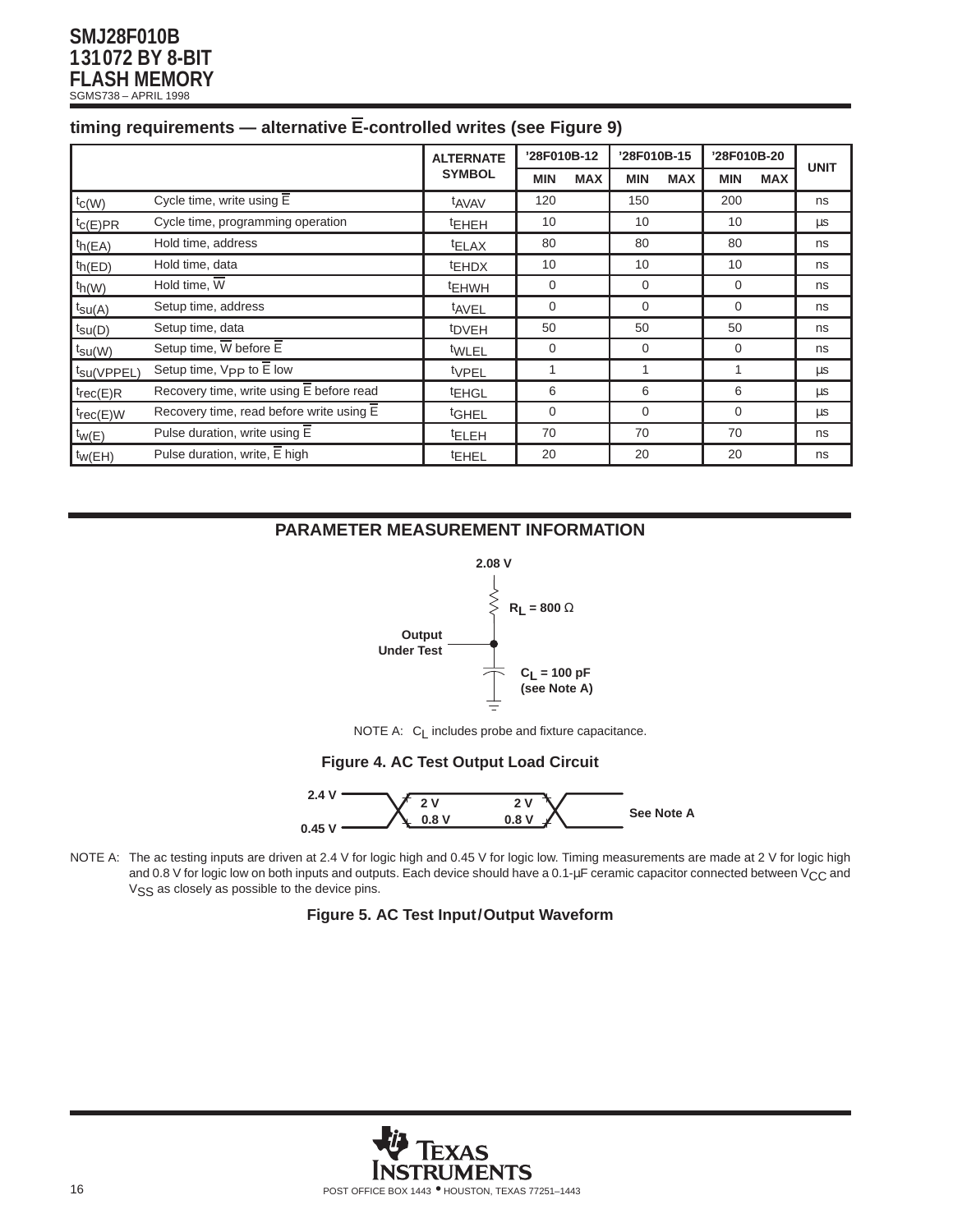### timing requirements — alternative $\overline{E}$-controlled writes (see Figure 9)

| | | ALTERNATE SYMBOL | '28F010B-12 | | '28F010B-15 | | '28F010B-20 | | UNIT |
|---|---|---|---|---|---|---|---|---|---|
| | | | MIN | MAX | MIN | MAX | MIN | MAX | |
| $t_{c(W)}$ | Cycle time, write using $\overline{E}$ | $t_{AVAV}$ | 120 | | 150 | | 200 | | ns |
| $t_{c(E)PR}$ | Cycle time, programming operation | $t_{EHEH}$ | 10 | | 10 | | 10 | | µs |
| $t_{h(EA)}$ | Hold time, address | $t_{ELAX}$ | 80 | | 80 | | 80 | | ns |
| $t_{h(ED)}$ | Hold time, data | $t_{EHDX}$ | 10 | | 10 | | 10 | | ns |
| $t_{h(W)}$ | Hold time, $\overline{W}$ | $t_{EHWH}$ | 0 | | 0 | | 0 | | ns |
| $t_{su(A)}$ | Setup time, address | $t_{AVEL}$ | 0 | | 0 | | 0 | | ns |
| $t_{su(D)}$ | Setup time, data | $t_{DVEH}$ | 50 | | 50 | | 50 | | ns |
| $t_{su(W)}$ | Setup time, $\overline{W}$ before $\overline{E}$ | $t_{WLEL}$ | 0 | | 0 | | 0 | | ns |
| $t_{su(VPPEL)}$ | Setup time, $V_{PP}$ to $\overline{E}$ low | $t_{VPEL}$ | 1 | | 1 | | 1 | | µs |
| $t_{rec(E)R}$ | Recovery time, write using $\overline{E}$ before read | $t_{EHGL}$ | 6 | | 6 | | 6 | | µs |
| $t_{rec(E)W}$ | Recovery time, read before write using $\overline{E}$ | $t_{GHEL}$ | 0 | | 0 | | 0 | | µs |
| $t_{w(E)}$ | Pulse duration, write using $\overline{E}$ | $t_{ELEH}$ | 70 | | 70 | | 70 | | ns |
| $t_{w(EH)}$ | Pulse duration, write, $\overline{E}$ high | $t_{EHEL}$ | 20 | | 20 | | 20 | | ns |

## PARAMETER MEASUREMENT INFORMATION

2.08 V

$R_L$ = 800 Ω

Output Under Test

$C_L$ = 100 pF (see Note A)

NOTE A: $C_L$ includes probe and fixture capacitance.

**Figure 4. AC Test Output Load Circuit**

2.4 V, 0.45 V, 2 V, 0.8 V, 2 V, 0.8 V — See Note A

NOTE A: The ac testing inputs are driven at 2.4 V for logic high and 0.45 V for logic low. Timing measurements are made at 2 V for logic high and 0.8 V for logic low on both inputs and outputs. Each device should have a 0.1-µF ceramic capacitor connected between $V_{CC}$ and $V_{SS}$ as closely as possible to the device pins.

**Figure 5. AC Test Input/Output Waveform**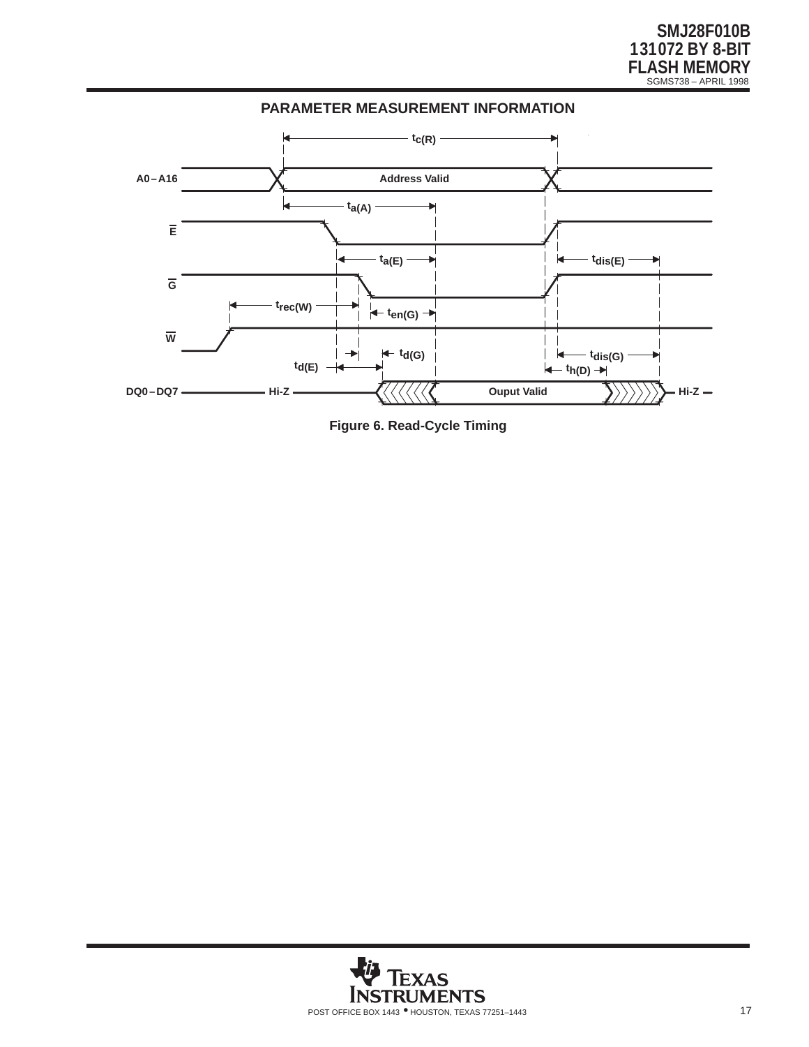## PARAMETER MEASUREMENT INFORMATION

Figure 6. Read-Cycle Timing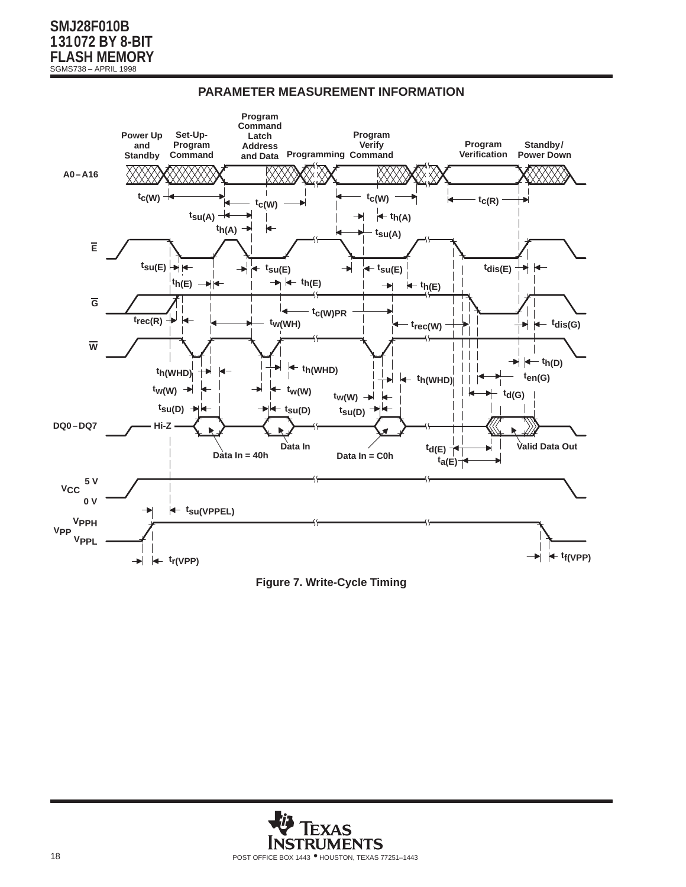## PARAMETER MEASUREMENT INFORMATION

Figure 7. Write-Cycle Timing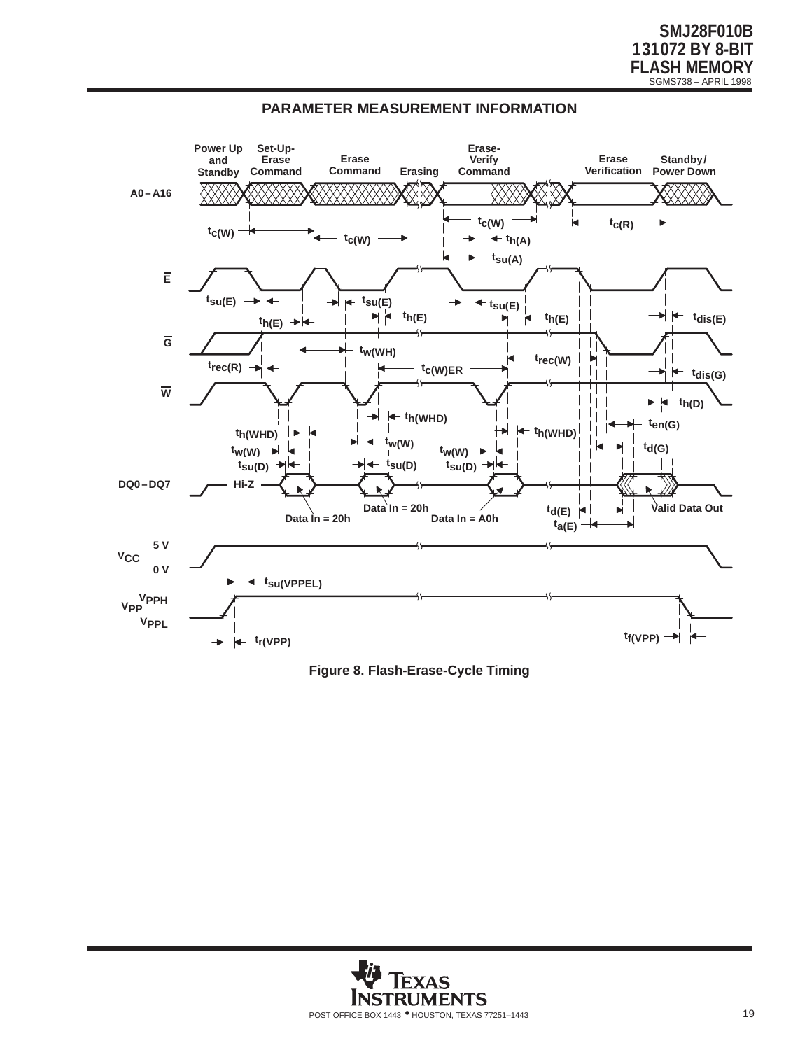## PARAMETER MEASUREMENT INFORMATION

Power Up and Standby | Set-Up-Erase Command | Erase Command | Erasing | Erase-Verify Command | Erase Verification | Standby/Power Down

A0 – A16

$t_{c(W)}$ $t_{c(W)}$ $t_{c(W)}$ $t_{h(A)}$ $t_{su(A)}$ $t_{c(R)}$

$\overline{E}$

$t_{su(E)}$ $t_{su(E)}$ $t_{su(E)}$ $t_{h(E)}$ $t_{h(E)}$ $t_{h(E)}$ $t_{dis(E)}$

$\overline{G}$

$t_{w(WH)}$ $t_{rec(W)}$ $t_{rec(R)}$ $t_{c(W)ER}$ $t_{dis(G)}$

$\overline{W}$

$t_{h(D)}$ $t_{h(WHD)}$ $t_{en(G)}$ $t_{h(WHD)}$ $t_{h(WHD)}$ $t_{w(W)}$ $t_{d(G)}$ $t_{w(W)}$ $t_{w(W)}$ $t_{su(D)}$ $t_{su(D)}$ $t_{su(D)}$

DQ0 – DQ7

Hi-Z

Data In = 20h | Data In = 20h | Data In = A0h | Valid Data Out

$t_{d(E)}$ $t_{a(E)}$

$V_{CC}$ 5 V / 0 V

$t_{su(VPPEL)}$

$V_{PP}$ $V_{PPH}$ / $V_{PPL}$

$t_{r(VPP)}$ $t_{f(VPP)}$

**Figure 8. Flash-Erase-Cycle Timing**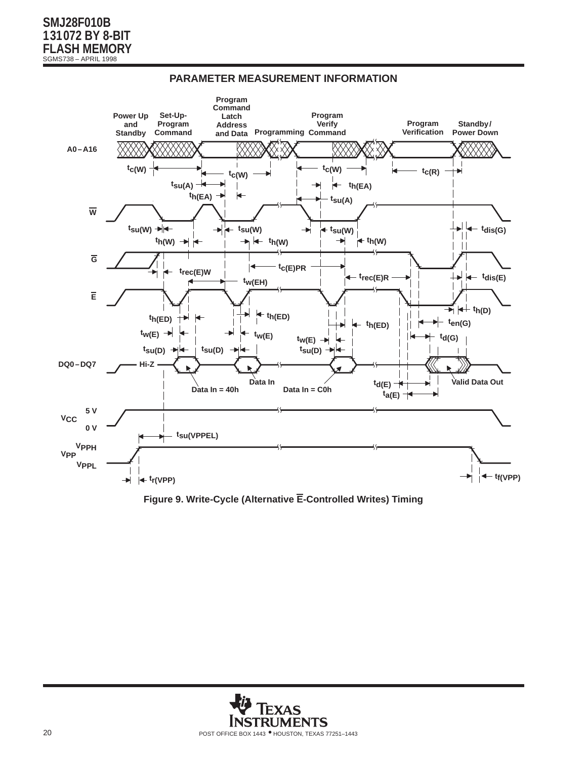## PARAMETER MEASUREMENT INFORMATION

Figure 9. Write-Cycle (Alternative $\overline{E}$-Controlled Writes) Timing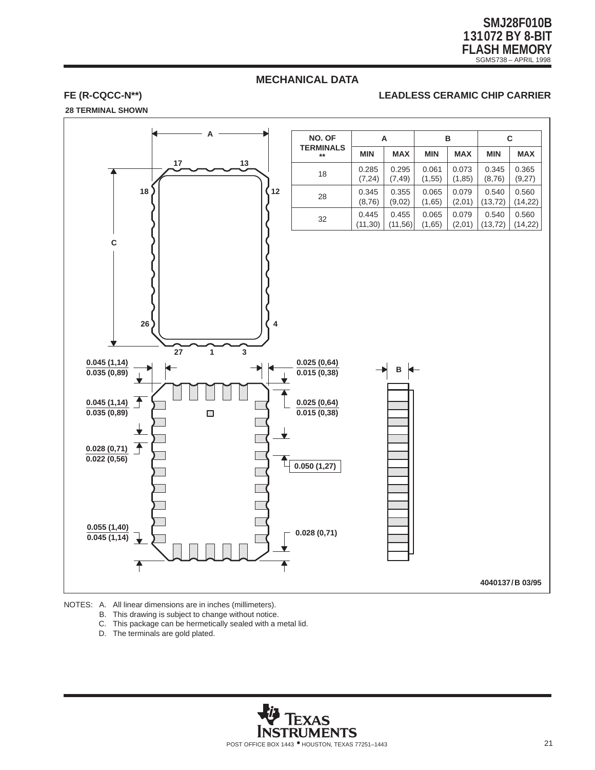## MECHANICAL DATA

**FE (R-CQCC-N**)** **LEADLESS CERAMIC CHIP CARRIER**

**28 TERMINAL SHOWN**

| NO. OF TERMINALS ** | A | | B | | C | |
|---|---|---|---|---|---|---|
| | MIN | MAX | MIN | MAX | MIN | MAX |
| 18 | 0.285 (7,24) | 0.295 (7,49) | 0.061 (1,55) | 0.073 (1,85) | 0.345 (8,76) | 0.365 (9,27) |
| 28 | 0.345 (8,76) | 0.355 (9,02) | 0.065 (1,65) | 0.079 (2,01) | 0.540 (13,72) | 0.560 (14,22) |
| 32 | 0.445 (11,30) | 0.455 (11,56) | 0.065 (1,65) | 0.079 (2,01) | 0.540 (13,72) | 0.560 (14,22) |

A

17 13

18 12

C

26 4

27 1 3

0.045 (1,14)
0.035 (0,89)

0.025 (0,64)
0.015 (0,38)

B

0.045 (1,14)
0.035 (0,89)

0.025 (0,64)
0.015 (0,38)

0.028 (0,71)
0.022 (0,56)

0.050 (1,27)

0.055 (1,40)
0.045 (1,14)

0.028 (0,71)

4040137 / B 03/95

NOTES: A. All linear dimensions are in inches (millimeters).
B. This drawing is subject to change without notice.
C. This package can be hermetically sealed with a metal lid.
D. The terminals are gold plated.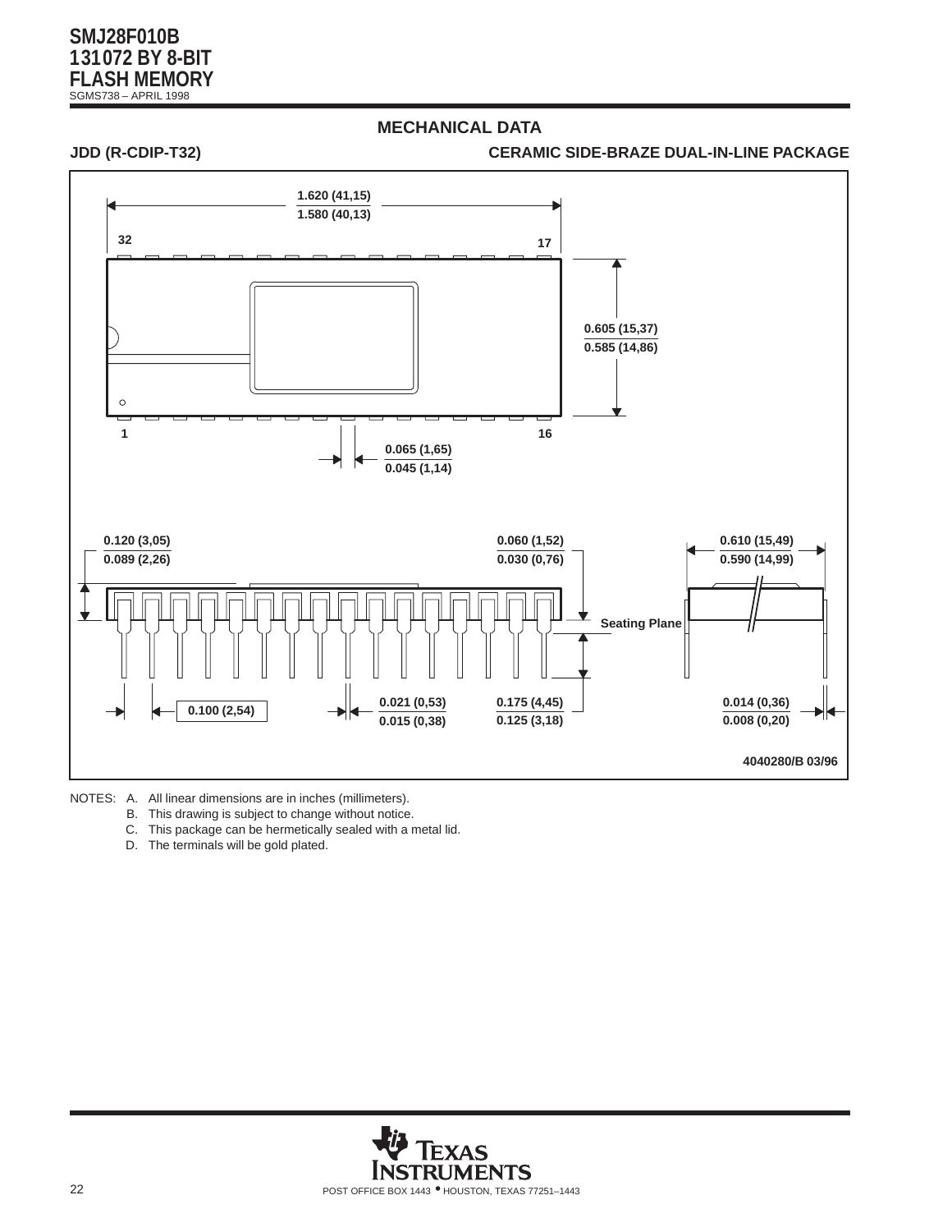## MECHANICAL DATA

**JDD (R-CDIP-T32)** **CERAMIC SIDE-BRAZE DUAL-IN-LINE PACKAGE**

1.620 (41,15)
1.580 (40,13)

32 17

0.605 (15,37)
0.585 (14,86)

1 16

0.065 (1,65)
0.045 (1,14)

0.120 (3,05)
0.089 (2,26)

0.060 (1,52)
0.030 (0,76)

0.610 (15,49)
0.590 (14,99)

Seating Plane

0.100 (2,54)

0.021 (0,53)
0.015 (0,38)

0.175 (4,45)
0.125 (3,18)

0.014 (0,36)
0.008 (0,20)

4040280/B 03/96

NOTES:
A. All linear dimensions are in inches (millimeters).
B. This drawing is subject to change without notice.
C. This package can be hermetically sealed with a metal lid.
D. The terminals will be gold plated.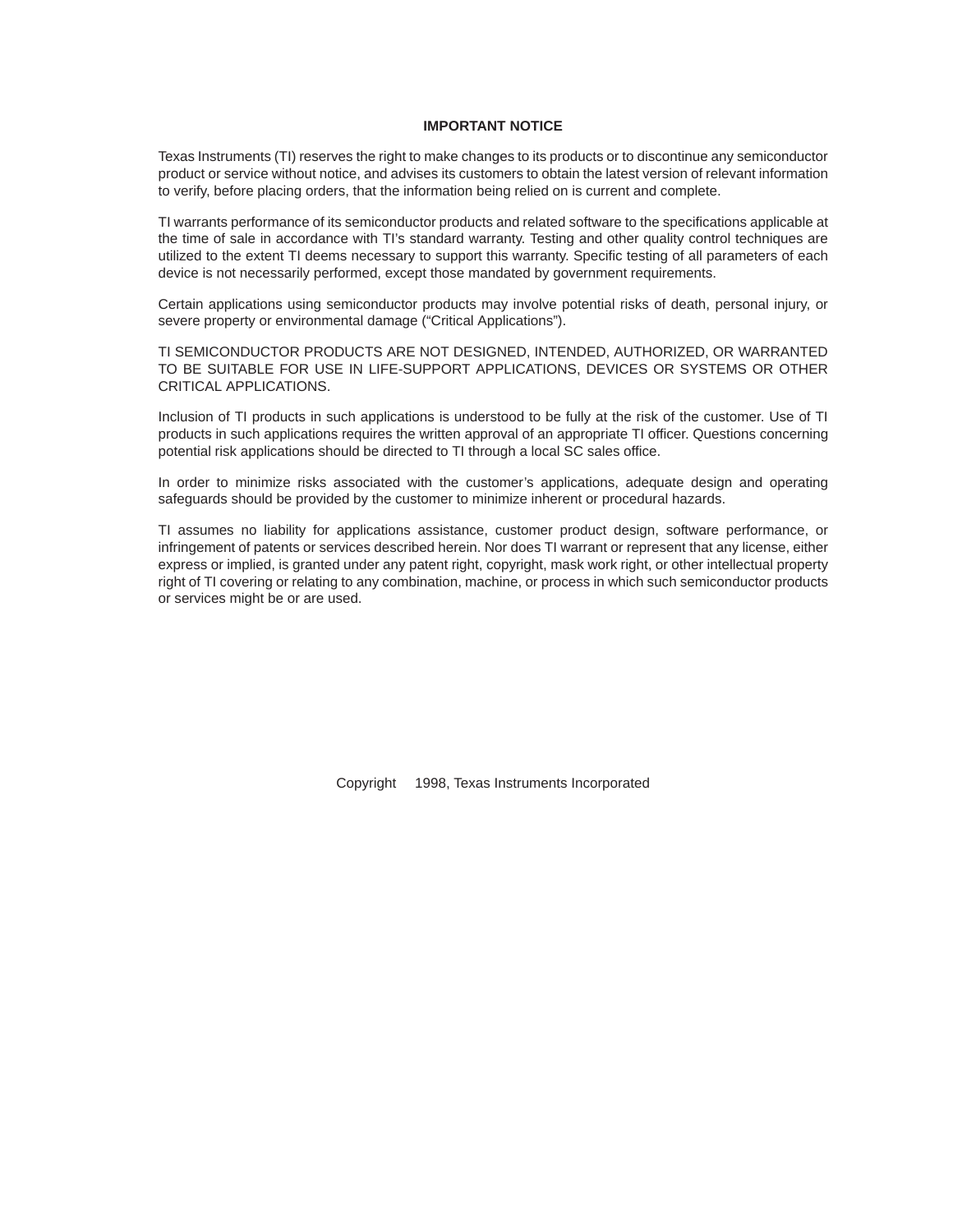# IMPORTANT NOTICE

Texas Instruments (TI) reserves the right to make changes to its products or to discontinue any semiconductor product or service without notice, and advises its customers to obtain the latest version of relevant information to verify, before placing orders, that the information being relied on is current and complete.

TI warrants performance of its semiconductor products and related software to the specifications applicable at the time of sale in accordance with TI's standard warranty. Testing and other quality control techniques are utilized to the extent TI deems necessary to support this warranty. Specific testing of all parameters of each device is not necessarily performed, except those mandated by government requirements.

Certain applications using semiconductor products may involve potential risks of death, personal injury, or severe property or environmental damage ("Critical Applications").

TI SEMICONDUCTOR PRODUCTS ARE NOT DESIGNED, INTENDED, AUTHORIZED, OR WARRANTED TO BE SUITABLE FOR USE IN LIFE-SUPPORT APPLICATIONS, DEVICES OR SYSTEMS OR OTHER CRITICAL APPLICATIONS.

Inclusion of TI products in such applications is understood to be fully at the risk of the customer. Use of TI products in such applications requires the written approval of an appropriate TI officer. Questions concerning potential risk applications should be directed to TI through a local SC sales office.

In order to minimize risks associated with the customer's applications, adequate design and operating safeguards should be provided by the customer to minimize inherent or procedural hazards.

TI assumes no liability for applications assistance, customer product design, software performance, or infringement of patents or services described herein. Nor does TI warrant or represent that any license, either express or implied, is granted under any patent right, copyright, mask work right, or other intellectual property right of TI covering or relating to any combination, machine, or process in which such semiconductor products or services might be or are used.

Copyright 1998, Texas Instruments Incorporated